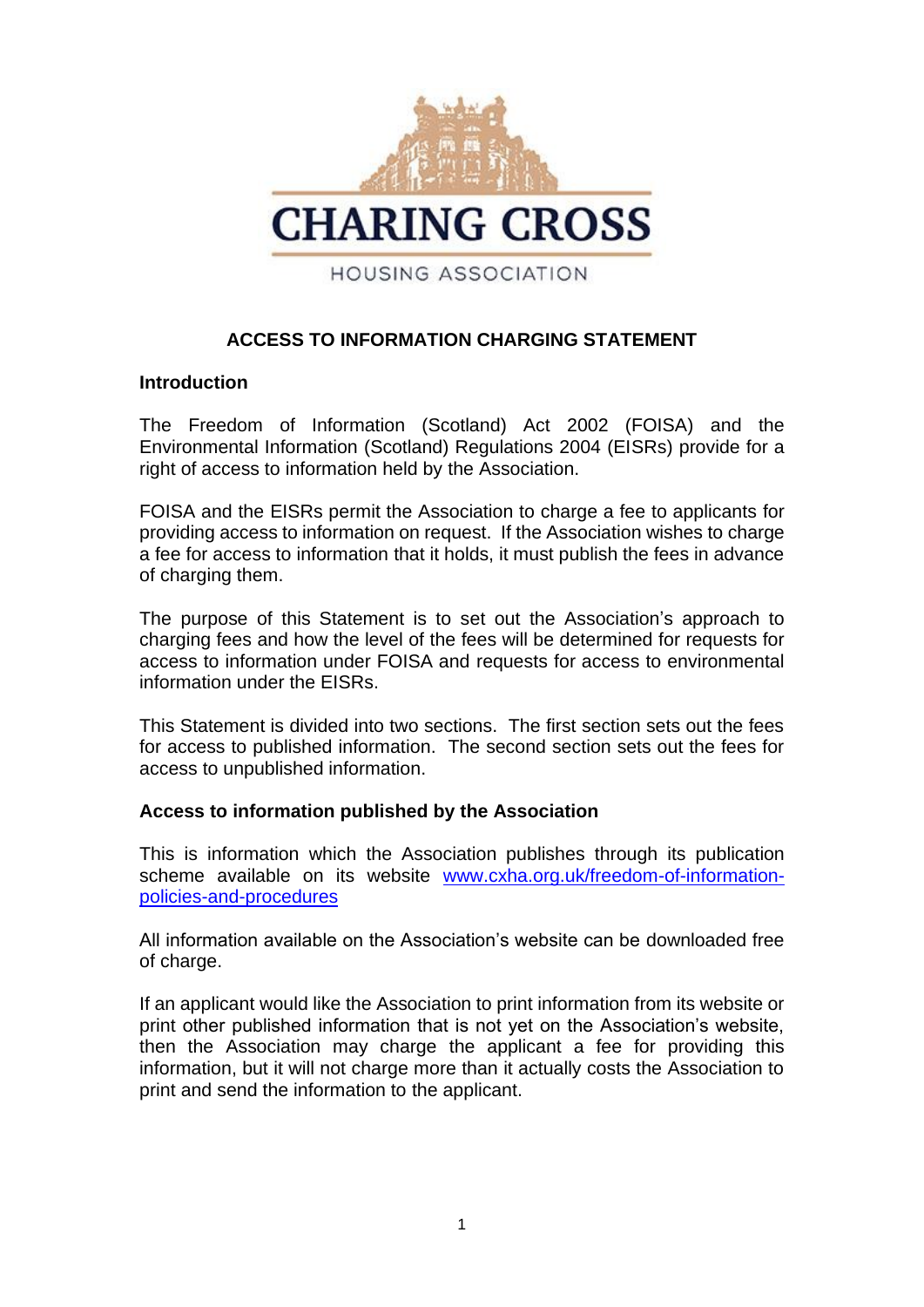CHARING CROSS

HOUSING ASSOCIATION

# ACCESS TO INFORMATION CHARGING STATEMENT

## Introduction

The Freedom of Information (Scotland) Act 2002 (FOISA) and the Environmental Information (Scotland) Regulations 2004 (EISRs) provide for a right of access to information held by the Association.

FOISA and the EISRs permit the Association to charge a fee to applicants for providing access to information on request. If the Association wishes to charge a fee for access to information that it holds, it must publish the fees in advance of charging them.

The purpose of this Statement is to set out the Association's approach to charging fees and how the level of the fees will be determined for requests for access to information under FOISA and requests for access to environmental information under the EISRs.

This Statement is divided into two sections. The first section sets out the fees for access to published information. The second section sets out the fees for access to unpublished information.

## Access to information published by the Association

This is information which the Association publishes through its publication scheme available on its website [www.cxha.org.uk/freedom-of-information-policies-and-procedures](www.cxha.org.uk/freedom-of-information-policies-and-procedures)

All information available on the Association's website can be downloaded free of charge.

If an applicant would like the Association to print information from its website or print other published information that is not yet on the Association's website, then the Association may charge the applicant a fee for providing this information, but it will not charge more than it actually costs the Association to print and send the information to the applicant.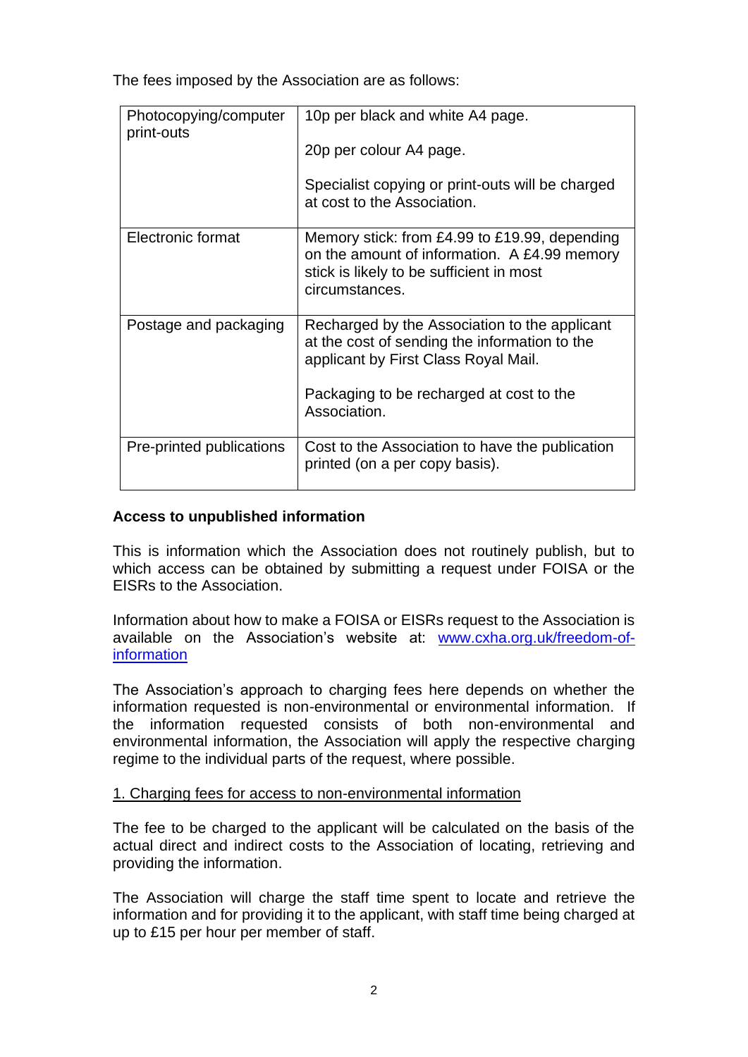The fees imposed by the Association are as follows:

| | |
|---|---|
| Photocopying/computer print-outs | 10p per black and white A4 page.<br><br>20p per colour A4 page.<br><br>Specialist copying or print-outs will be charged at cost to the Association. |
| Electronic format | Memory stick: from £4.99 to £19.99, depending on the amount of information. A £4.99 memory stick is likely to be sufficient in most circumstances. |
| Postage and packaging | Recharged by the Association to the applicant at the cost of sending the information to the applicant by First Class Royal Mail.<br><br>Packaging to be recharged at cost to the Association. |
| Pre-printed publications | Cost to the Association to have the publication printed (on a per copy basis). |

**Access to unpublished information**

This is information which the Association does not routinely publish, but to which access can be obtained by submitting a request under FOISA or the EISRs to the Association.

Information about how to make a FOISA or EISRs request to the Association is available on the Association's website at: [www.cxha.org.uk/freedom-of-information](www.cxha.org.uk/freedom-of-information)

The Association's approach to charging fees here depends on whether the information requested is non-environmental or environmental information. If the information requested consists of both non-environmental and environmental information, the Association will apply the respective charging regime to the individual parts of the request, where possible.

1. Charging fees for access to non-environmental information

The fee to be charged to the applicant will be calculated on the basis of the actual direct and indirect costs to the Association of locating, retrieving and providing the information.

The Association will charge the staff time spent to locate and retrieve the information and for providing it to the applicant, with staff time being charged at up to £15 per hour per member of staff.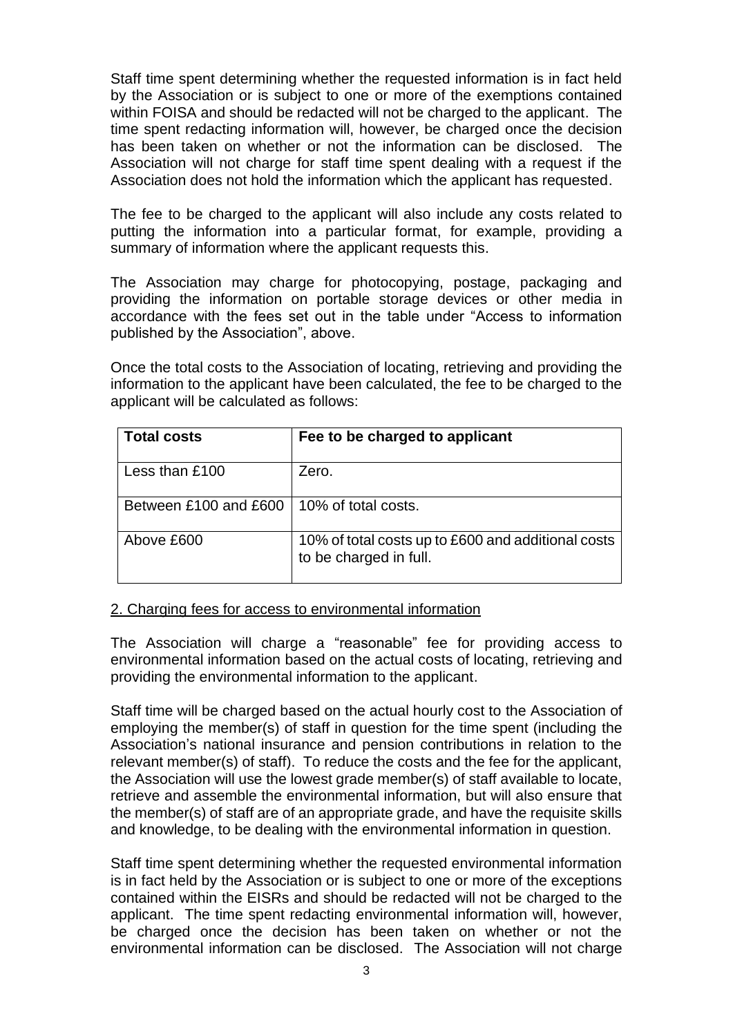Staff time spent determining whether the requested information is in fact held by the Association or is subject to one or more of the exemptions contained within FOISA and should be redacted will not be charged to the applicant. The time spent redacting information will, however, be charged once the decision has been taken on whether or not the information can be disclosed. The Association will not charge for staff time spent dealing with a request if the Association does not hold the information which the applicant has requested.

The fee to be charged to the applicant will also include any costs related to putting the information into a particular format, for example, providing a summary of information where the applicant requests this.

The Association may charge for photocopying, postage, packaging and providing the information on portable storage devices or other media in accordance with the fees set out in the table under "Access to information published by the Association", above.

Once the total costs to the Association of locating, retrieving and providing the information to the applicant have been calculated, the fee to be charged to the applicant will be calculated as follows:

| Total costs | Fee to be charged to applicant |
| --- | --- |
| Less than £100 | Zero. |
| Between £100 and £600 | 10% of total costs. |
| Above £600 | 10% of total costs up to £600 and additional costs to be charged in full. |

2. Charging fees for access to environmental information

The Association will charge a "reasonable" fee for providing access to environmental information based on the actual costs of locating, retrieving and providing the environmental information to the applicant.

Staff time will be charged based on the actual hourly cost to the Association of employing the member(s) of staff in question for the time spent (including the Association's national insurance and pension contributions in relation to the relevant member(s) of staff). To reduce the costs and the fee for the applicant, the Association will use the lowest grade member(s) of staff available to locate, retrieve and assemble the environmental information, but will also ensure that the member(s) of staff are of an appropriate grade, and have the requisite skills and knowledge, to be dealing with the environmental information in question.

Staff time spent determining whether the requested environmental information is in fact held by the Association or is subject to one or more of the exceptions contained within the EISRs and should be redacted will not be charged to the applicant. The time spent redacting environmental information will, however, be charged once the decision has been taken on whether or not the environmental information can be disclosed. The Association will not charge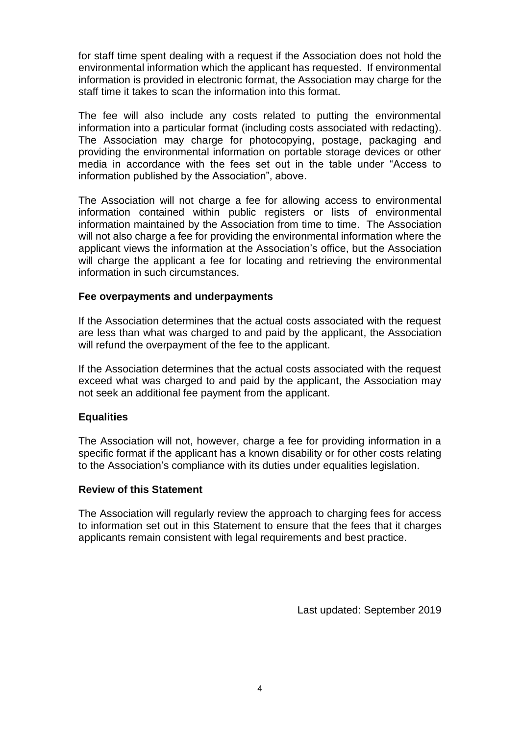for staff time spent dealing with a request if the Association does not hold the environmental information which the applicant has requested. If environmental information is provided in electronic format, the Association may charge for the staff time it takes to scan the information into this format.

The fee will also include any costs related to putting the environmental information into a particular format (including costs associated with redacting). The Association may charge for photocopying, postage, packaging and providing the environmental information on portable storage devices or other media in accordance with the fees set out in the table under "Access to information published by the Association", above.

The Association will not charge a fee for allowing access to environmental information contained within public registers or lists of environmental information maintained by the Association from time to time. The Association will not also charge a fee for providing the environmental information where the applicant views the information at the Association's office, but the Association will charge the applicant a fee for locating and retrieving the environmental information in such circumstances.

**Fee overpayments and underpayments**

If the Association determines that the actual costs associated with the request are less than what was charged to and paid by the applicant, the Association will refund the overpayment of the fee to the applicant.

If the Association determines that the actual costs associated with the request exceed what was charged to and paid by the applicant, the Association may not seek an additional fee payment from the applicant.

**Equalities**

The Association will not, however, charge a fee for providing information in a specific format if the applicant has a known disability or for other costs relating to the Association's compliance with its duties under equalities legislation.

**Review of this Statement**

The Association will regularly review the approach to charging fees for access to information set out in this Statement to ensure that the fees that it charges applicants remain consistent with legal requirements and best practice.

Last updated: September 2019